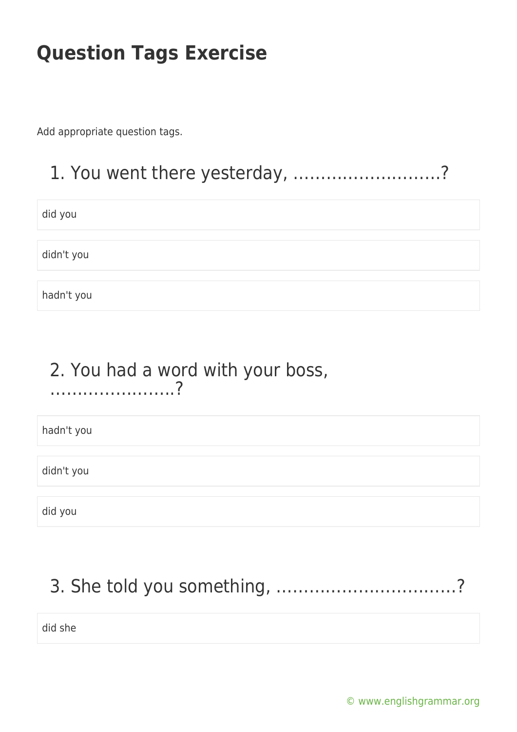# Question Tags Exercise

Add appropriate question tags.

## 1. You went there yesterday, ………………………?

did you

didn't you

hadn't you

## 2. You had a word with your boss, …………………..?

hadn't you

didn't you

did you

## 3. She told you something, ……………………………?

did she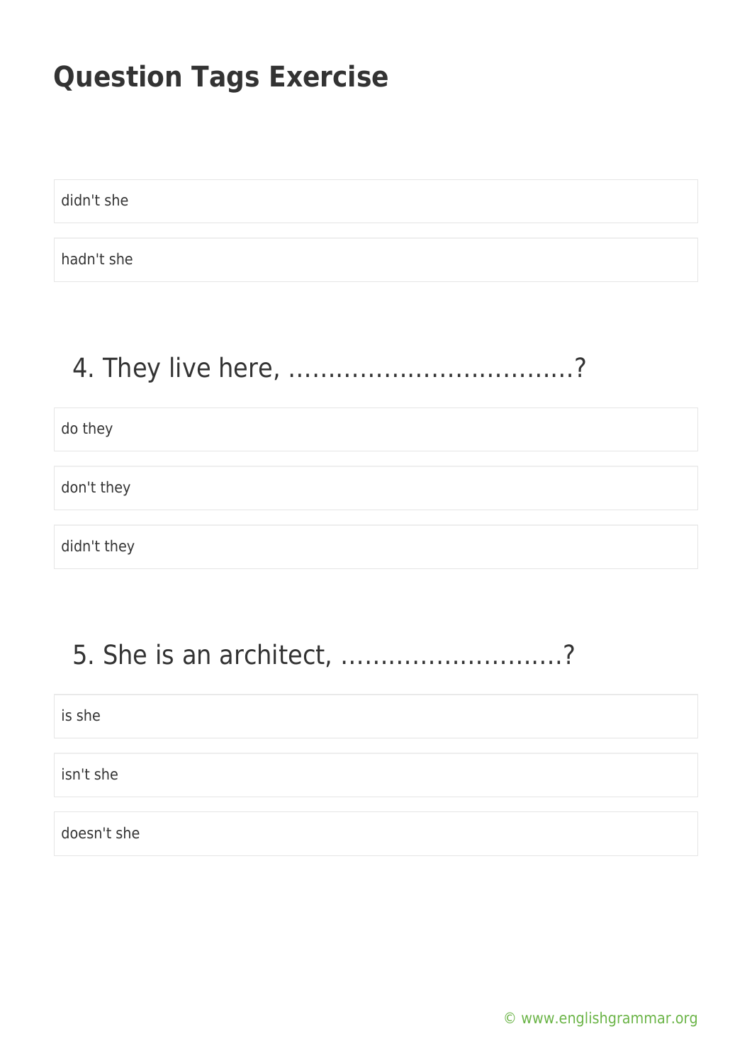# Question Tags Exercise

didn't she

hadn't she

## 4. They live here, ………………………………?

do they

don't they

didn't they

## 5. She is an architect, ……………………….?

is she

isn't she

doesn't she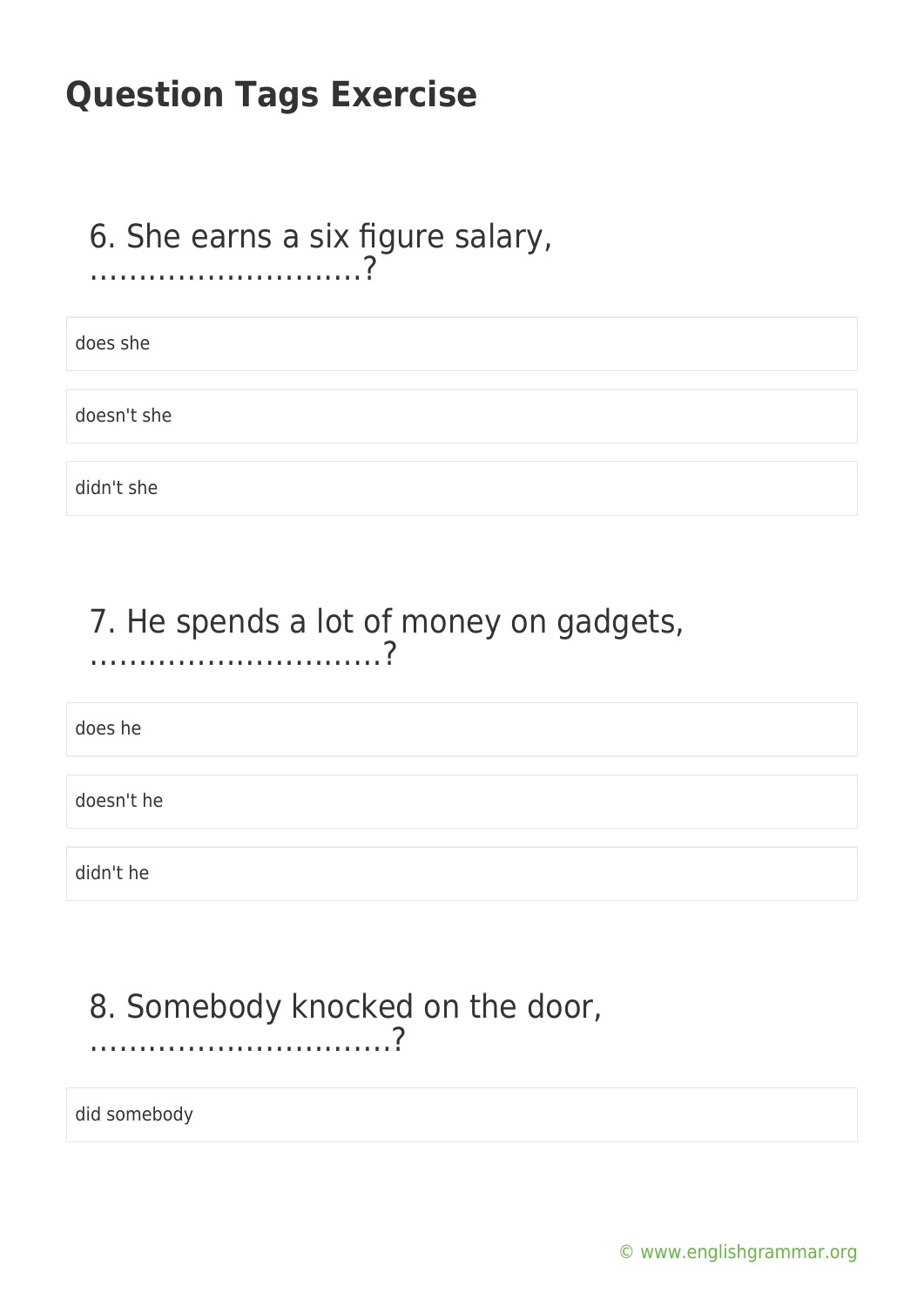# Question Tags Exercise

6. She earns a six figure salary, ............................?

does she

doesn't she

didn't she

7. He spends a lot of money on gadgets, ..............................?

does he

doesn't he

didn't he

8. Somebody knocked on the door, ...............................?

did somebody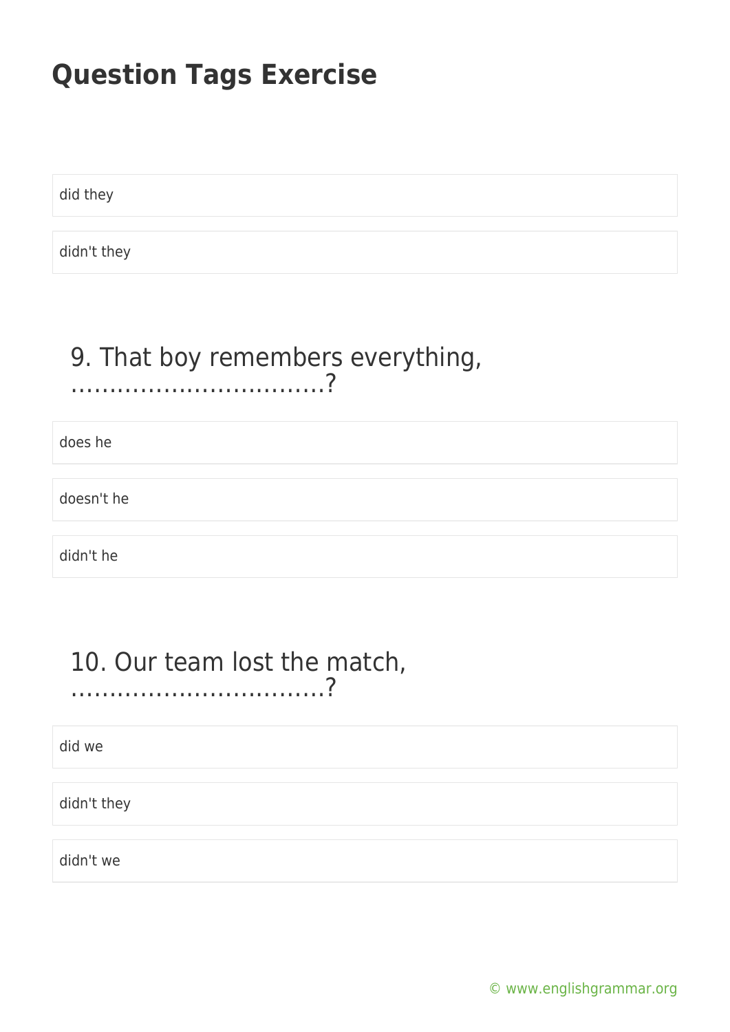# Question Tags Exercise

did they

didn't they

### 9. That boy remembers everything, ……………………………?

does he

doesn't he

didn't he

### 10. Our team lost the match, ……………………………?

did we

didn't they

didn't we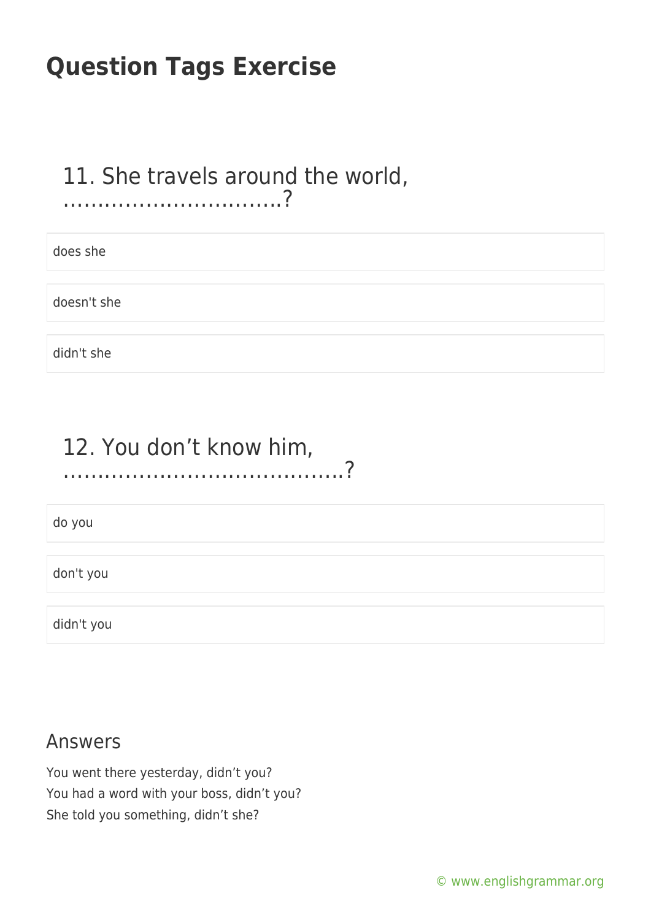# Question Tags Exercise

## 11. She travels around the world, ..............................?

does she

doesn't she

didn't she

## 12. You don’t know him, .......................................?

do you

don't you

didn't you

## Answers

You went there yesterday, didn’t you?
You had a word with your boss, didn’t you?
She told you something, didn’t she?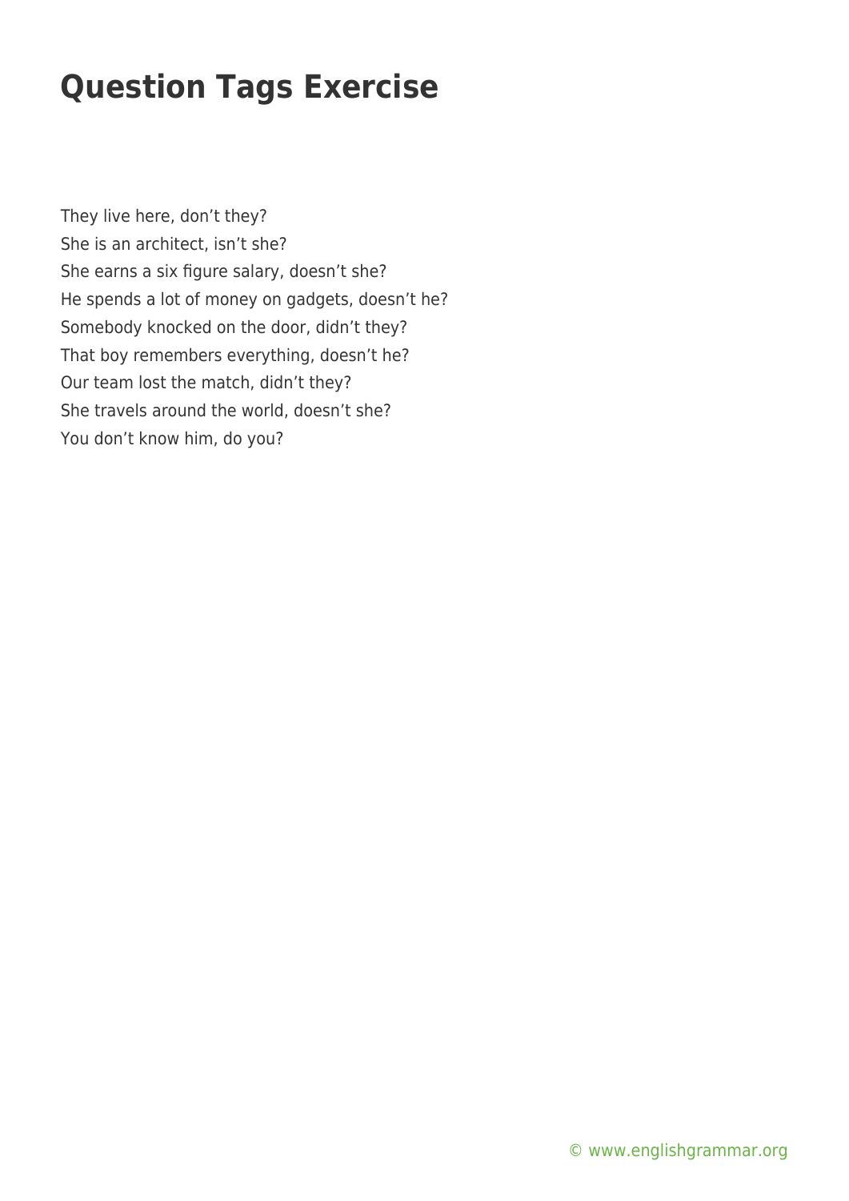# Question Tags Exercise

They live here, don't they?
She is an architect, isn't she?
She earns a six figure salary, doesn't she?
He spends a lot of money on gadgets, doesn't he?
Somebody knocked on the door, didn't they?
That boy remembers everything, doesn't he?
Our team lost the match, didn't they?
She travels around the world, doesn't she?
You don't know him, do you?